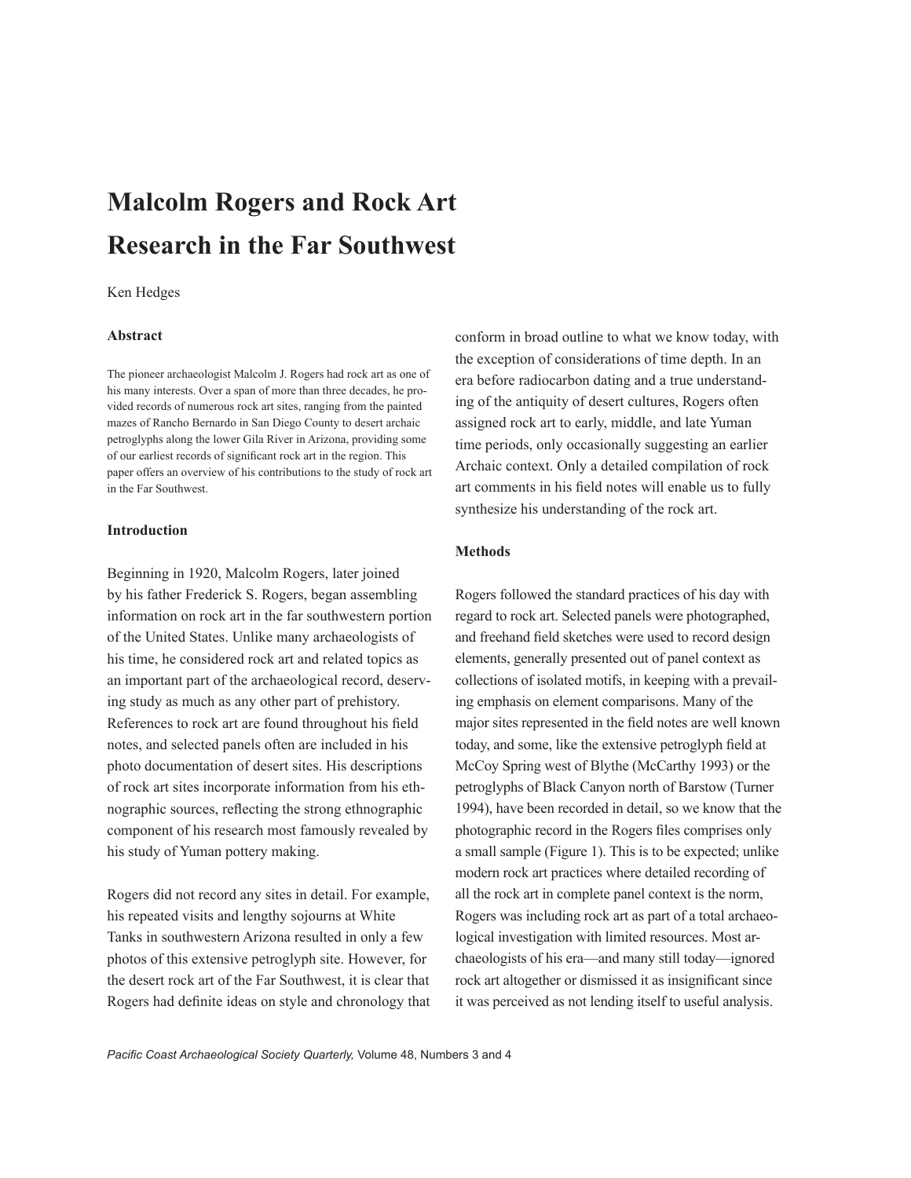# Malcolm Rogers and Rock Art Research in the Far Southwest

Ken Hedges

### Abstract

The pioneer archaeologist Malcolm J. Rogers had rock art as one of his many interests. Over a span of more than three decades, he provided records of numerous rock art sites, ranging from the painted mazes of Rancho Bernardo in San Diego County to desert archaic petroglyphs along the lower Gila River in Arizona, providing some of our earliest records of significant rock art in the region. This paper offers an overview of his contributions to the study of rock art in the Far Southwest.

### Introduction

Beginning in 1920, Malcolm Rogers, later joined by his father Frederick S. Rogers, began assembling information on rock art in the far southwestern portion of the United States. Unlike many archaeologists of his time, he considered rock art and related topics as an important part of the archaeological record, deserving study as much as any other part of prehistory. References to rock art are found throughout his field notes, and selected panels often are included in his photo documentation of desert sites. His descriptions of rock art sites incorporate information from his ethnographic sources, reflecting the strong ethnographic component of his research most famously revealed by his study of Yuman pottery making.

Rogers did not record any sites in detail. For example, his repeated visits and lengthy sojourns at White Tanks in southwestern Arizona resulted in only a few photos of this extensive petroglyph site. However, for the desert rock art of the Far Southwest, it is clear that Rogers had definite ideas on style and chronology that conform in broad outline to what we know today, with the exception of considerations of time depth. In an era before radiocarbon dating and a true understanding of the antiquity of desert cultures, Rogers often assigned rock art to early, middle, and late Yuman time periods, only occasionally suggesting an earlier Archaic context. Only a detailed compilation of rock art comments in his field notes will enable us to fully synthesize his understanding of the rock art.

### Methods

Rogers followed the standard practices of his day with regard to rock art. Selected panels were photographed, and freehand field sketches were used to record design elements, generally presented out of panel context as collections of isolated motifs, in keeping with a prevailing emphasis on element comparisons. Many of the major sites represented in the field notes are well known today, and some, like the extensive petroglyph field at McCoy Spring west of Blythe (McCarthy 1993) or the petroglyphs of Black Canyon north of Barstow (Turner 1994), have been recorded in detail, so we know that the photographic record in the Rogers files comprises only a small sample (Figure 1). This is to be expected; unlike modern rock art practices where detailed recording of all the rock art in complete panel context is the norm, Rogers was including rock art as part of a total archaeological investigation with limited resources. Most archaeologists of his era—and many still today—ignored rock art altogether or dismissed it as insignificant since it was perceived as not lending itself to useful analysis.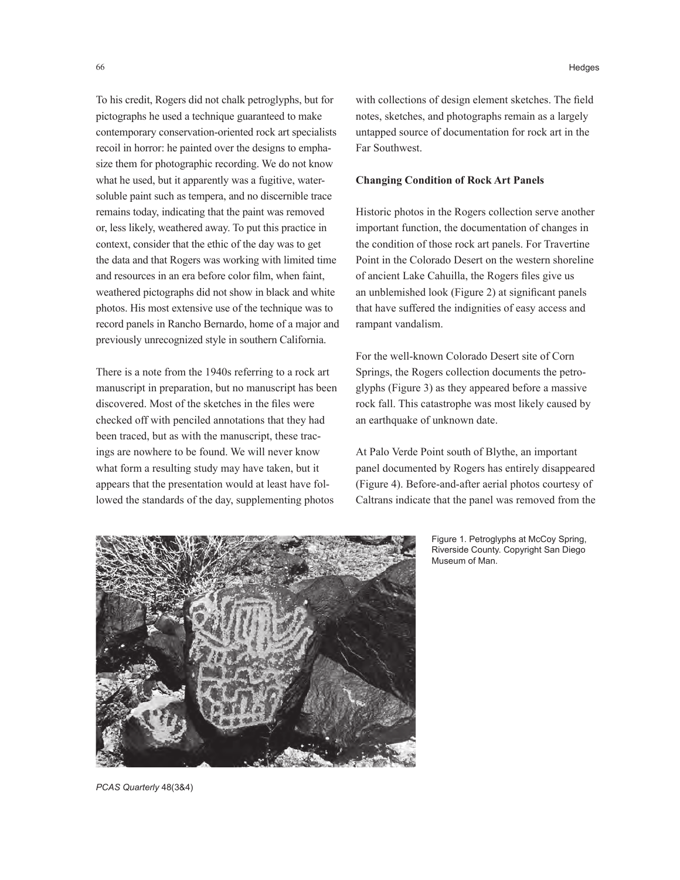To his credit, Rogers did not chalk petroglyphs, but for pictographs he used a technique guaranteed to make contemporary conservation-oriented rock art specialists recoil in horror: he painted over the designs to emphasize them for photographic recording. We do not know what he used, but it apparently was a fugitive, water-soluble paint such as tempera, and no discernible trace remains today, indicating that the paint was removed or, less likely, weathered away. To put this practice in context, consider that the ethic of the day was to get the data and that Rogers was working with limited time and resources in an era before color film, when faint, weathered pictographs did not show in black and white photos. His most extensive use of the technique was to record panels in Rancho Bernardo, home of a major and previously unrecognized style in southern California.

There is a note from the 1940s referring to a rock art manuscript in preparation, but no manuscript has been discovered. Most of the sketches in the files were checked off with penciled annotations that they had been traced, but as with the manuscript, these tracings are nowhere to be found. We will never know what form a resulting study may have taken, but it appears that the presentation would at least have followed the standards of the day, supplementing photos with collections of design element sketches. The field notes, sketches, and photographs remain as a largely untapped source of documentation for rock art in the Far Southwest.

**Changing Condition of Rock Art Panels**

Historic photos in the Rogers collection serve another important function, the documentation of changes in the condition of those rock art panels. For Travertine Point in the Colorado Desert on the western shoreline of ancient Lake Cahuilla, the Rogers files give us an unblemished look (Figure 2) at significant panels that have suffered the indignities of easy access and rampant vandalism.

For the well-known Colorado Desert site of Corn Springs, the Rogers collection documents the petroglyphs (Figure 3) as they appeared before a massive rock fall. This catastrophe was most likely caused by an earthquake of unknown date.

At Palo Verde Point south of Blythe, an important panel documented by Rogers has entirely disappeared (Figure 4). Before-and-after aerial photos courtesy of Caltrans indicate that the panel was removed from the

Figure 1. Petroglyphs at McCoy Spring, Riverside County. Copyright San Diego Museum of Man.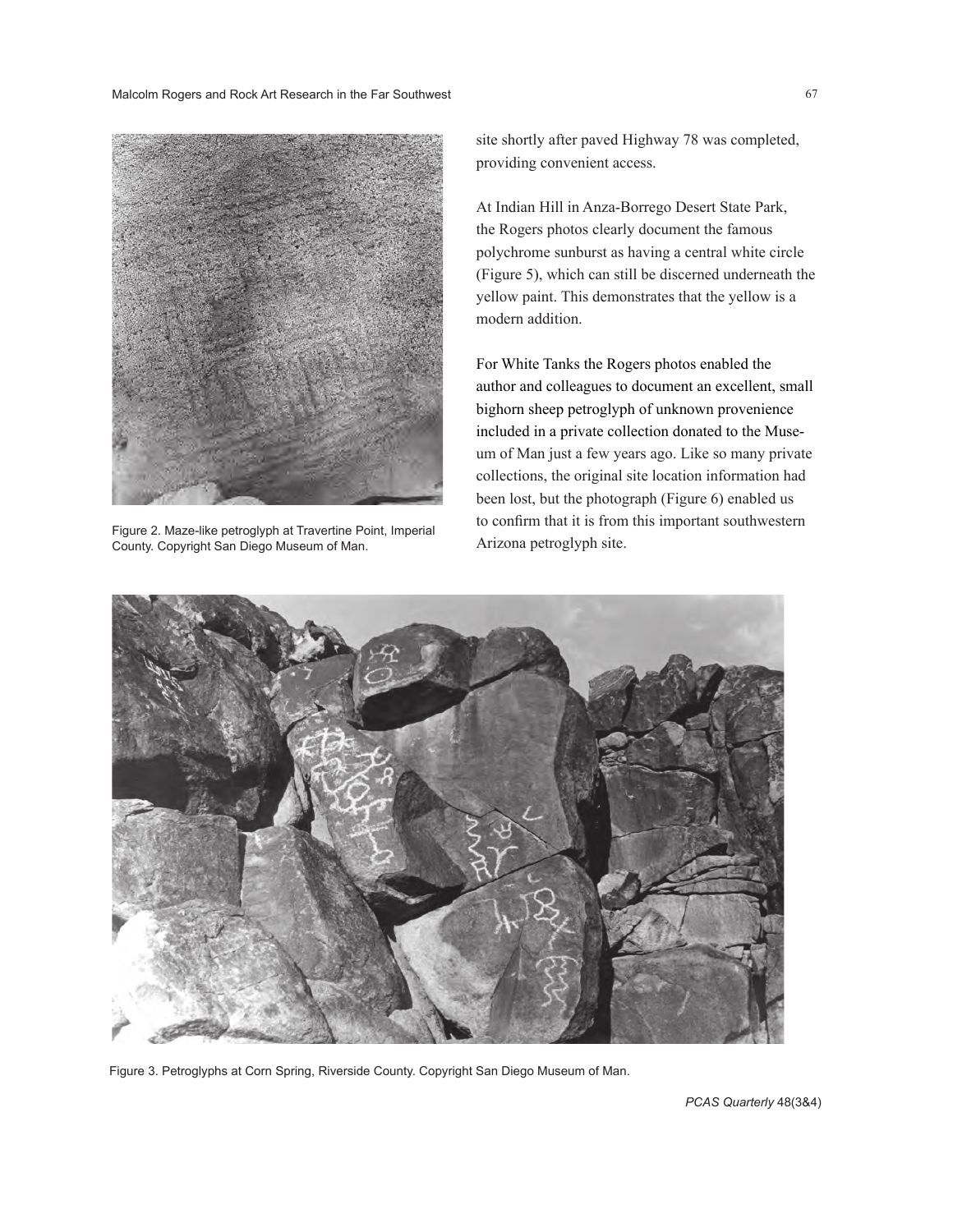Figure 2. Maze-like petroglyph at Travertine Point, Imperial County. Copyright San Diego Museum of Man.

site shortly after paved Highway 78 was completed, providing convenient access.

At Indian Hill in Anza-Borrego Desert State Park, the Rogers photos clearly document the famous polychrome sunburst as having a central white circle (Figure 5), which can still be discerned underneath the yellow paint. This demonstrates that the yellow is a modern addition.

For White Tanks the Rogers photos enabled the author and colleagues to document an excellent, small bighorn sheep petroglyph of unknown provenience included in a private collection donated to the Museum of Man just a few years ago. Like so many private collections, the original site location information had been lost, but the photograph (Figure 6) enabled us to confirm that it is from this important southwestern Arizona petroglyph site.

Figure 3. Petroglyphs at Corn Spring, Riverside County. Copyright San Diego Museum of Man.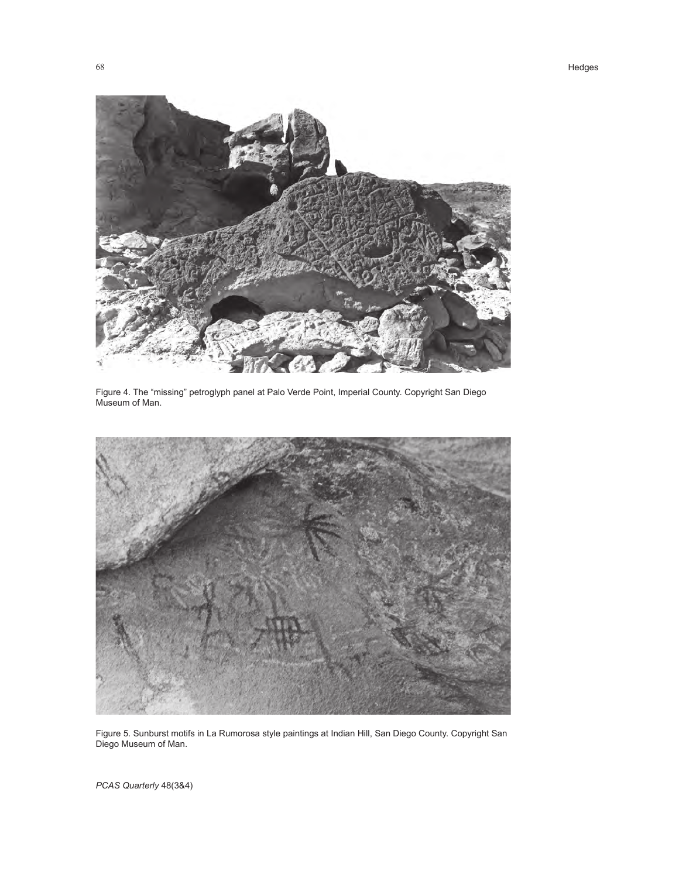Figure 4. The "missing" petroglyph panel at Palo Verde Point, Imperial County. Copyright San Diego Museum of Man.

Figure 5. Sunburst motifs in La Rumorosa style paintings at Indian Hill, San Diego County. Copyright San Diego Museum of Man.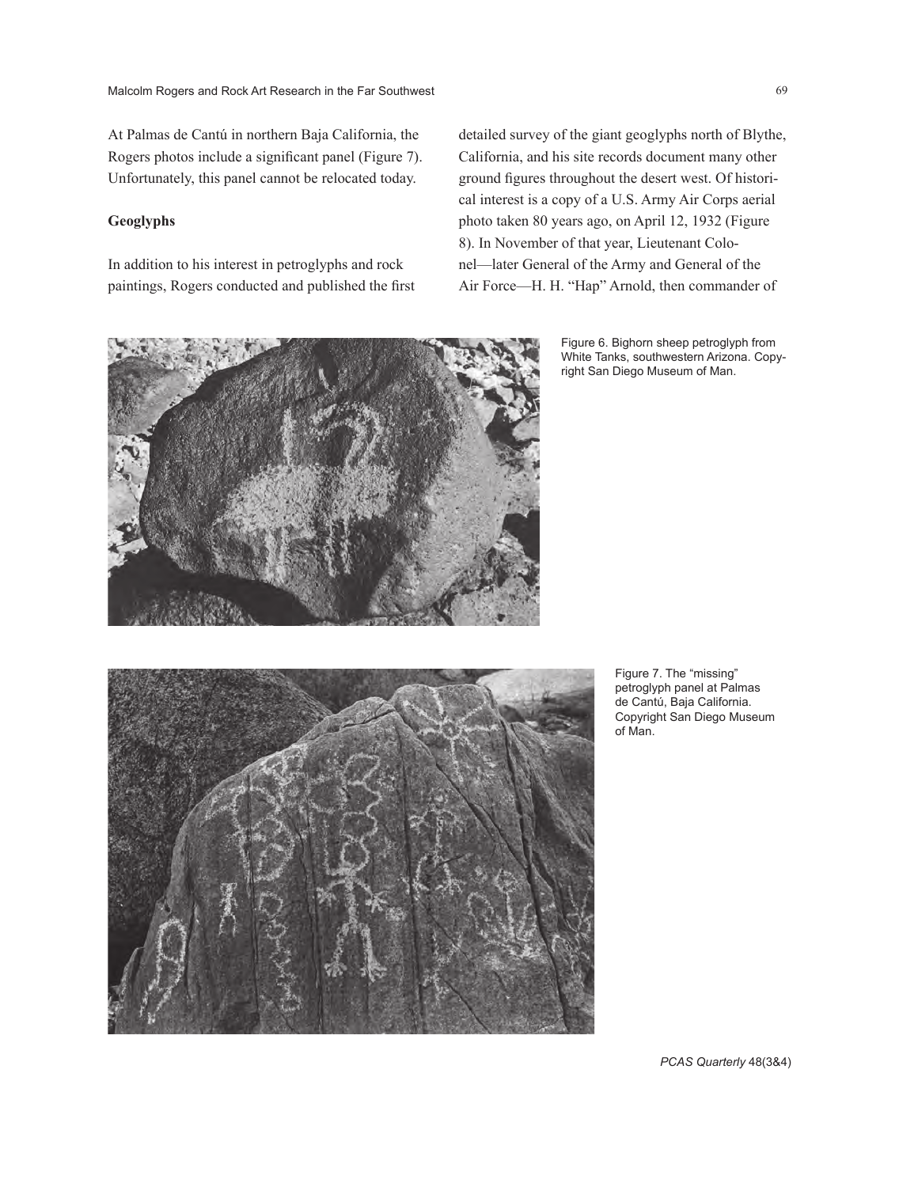At Palmas de Cantú in northern Baja California, the Rogers photos include a significant panel (Figure 7). Unfortunately, this panel cannot be relocated today.

### Geoglyphs

In addition to his interest in petroglyphs and rock paintings, Rogers conducted and published the first detailed survey of the giant geoglyphs north of Blythe, California, and his site records document many other ground figures throughout the desert west. Of historical interest is a copy of a U.S. Army Air Corps aerial photo taken 80 years ago, on April 12, 1932 (Figure 8). In November of that year, Lieutenant Colonel—later General of the Army and General of the Air Force—H. H. "Hap" Arnold, then commander of

Figure 6. Bighorn sheep petroglyph from White Tanks, southwestern Arizona. Copyright San Diego Museum of Man.

Figure 7. The "missing" petroglyph panel at Palmas de Cantú, Baja California. Copyright San Diego Museum of Man.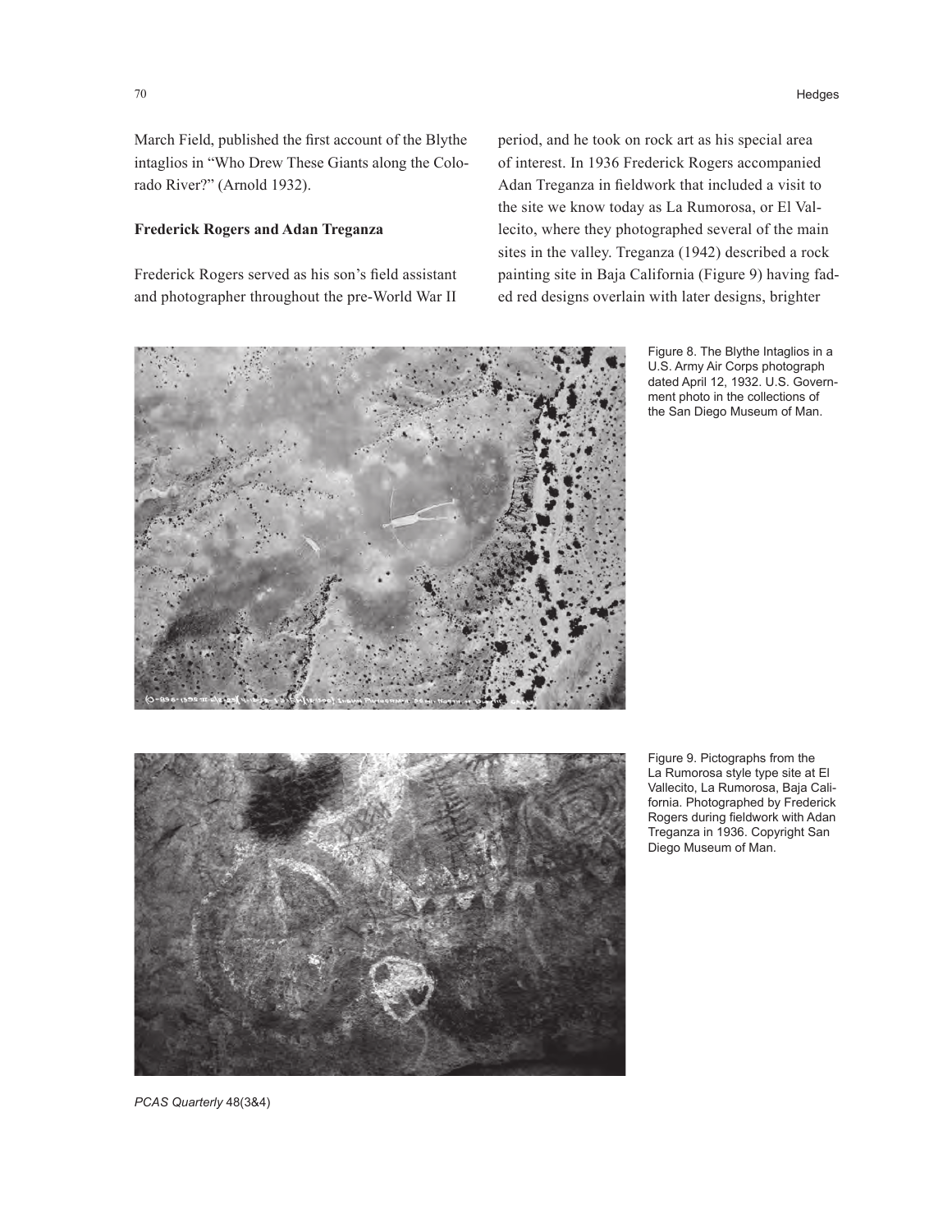March Field, published the first account of the Blythe intaglios in "Who Drew These Giants along the Colorado River?" (Arnold 1932).

**Frederick Rogers and Adan Treganza**

Frederick Rogers served as his son's field assistant and photographer throughout the pre-World War II period, and he took on rock art as his special area of interest. In 1936 Frederick Rogers accompanied Adan Treganza in fieldwork that included a visit to the site we know today as La Rumorosa, or El Vallecito, where they photographed several of the main sites in the valley. Treganza (1942) described a rock painting site in Baja California (Figure 9) having faded red designs overlain with later designs, brighter

Figure 8. The Blythe Intaglios in a U.S. Army Air Corps photograph dated April 12, 1932. U.S. Government photo in the collections of the San Diego Museum of Man.

Figure 9. Pictographs from the La Rumorosa style type site at El Vallecito, La Rumorosa, Baja California. Photographed by Frederick Rogers during fieldwork with Adan Treganza in 1936. Copyright San Diego Museum of Man.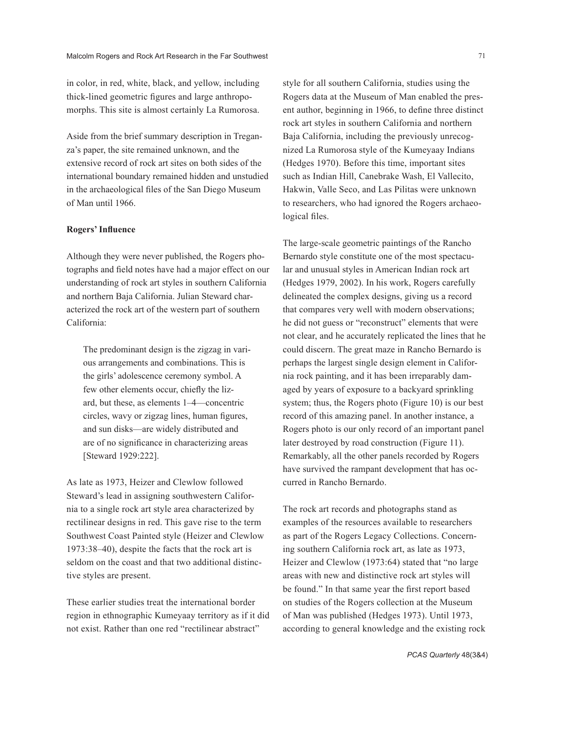in color, in red, white, black, and yellow, including thick-lined geometric figures and large anthropomorphs. This site is almost certainly La Rumorosa.

Aside from the brief summary description in Treganza's paper, the site remained unknown, and the extensive record of rock art sites on both sides of the international boundary remained hidden and unstudied in the archaeological files of the San Diego Museum of Man until 1966.

**Rogers' Influence**

Although they were never published, the Rogers photographs and field notes have had a major effect on our understanding of rock art styles in southern California and northern Baja California. Julian Steward characterized the rock art of the western part of southern California:

> The predominant design is the zigzag in various arrangements and combinations. This is the girls' adolescence ceremony symbol. A few other elements occur, chiefly the lizard, but these, as elements 1–4—concentric circles, wavy or zigzag lines, human figures, and sun disks—are widely distributed and are of no significance in characterizing areas [Steward 1929:222].

As late as 1973, Heizer and Clewlow followed Steward's lead in assigning southwestern California to a single rock art style area characterized by rectilinear designs in red. This gave rise to the term Southwest Coast Painted style (Heizer and Clewlow 1973:38–40), despite the facts that the rock art is seldom on the coast and that two additional distinctive styles are present.

These earlier studies treat the international border region in ethnographic Kumeyaay territory as if it did not exist. Rather than one red "rectilinear abstract" style for all southern California, studies using the Rogers data at the Museum of Man enabled the present author, beginning in 1966, to define three distinct rock art styles in southern California and northern Baja California, including the previously unrecognized La Rumorosa style of the Kumeyaay Indians (Hedges 1970). Before this time, important sites such as Indian Hill, Canebrake Wash, El Vallecito, Hakwin, Valle Seco, and Las Pilitas were unknown to researchers, who had ignored the Rogers archaeological files.

The large-scale geometric paintings of the Rancho Bernardo style constitute one of the most spectacular and unusual styles in American Indian rock art (Hedges 1979, 2002). In his work, Rogers carefully delineated the complex designs, giving us a record that compares very well with modern observations; he did not guess or "reconstruct" elements that were not clear, and he accurately replicated the lines that he could discern. The great maze in Rancho Bernardo is perhaps the largest single design element in California rock painting, and it has been irreparably damaged by years of exposure to a backyard sprinkling system; thus, the Rogers photo (Figure 10) is our best record of this amazing panel. In another instance, a Rogers photo is our only record of an important panel later destroyed by road construction (Figure 11). Remarkably, all the other panels recorded by Rogers have survived the rampant development that has occurred in Rancho Bernardo.

The rock art records and photographs stand as examples of the resources available to researchers as part of the Rogers Legacy Collections. Concerning southern California rock art, as late as 1973, Heizer and Clewlow (1973:64) stated that "no large areas with new and distinctive rock art styles will be found." In that same year the first report based on studies of the Rogers collection at the Museum of Man was published (Hedges 1973). Until 1973, according to general knowledge and the existing rock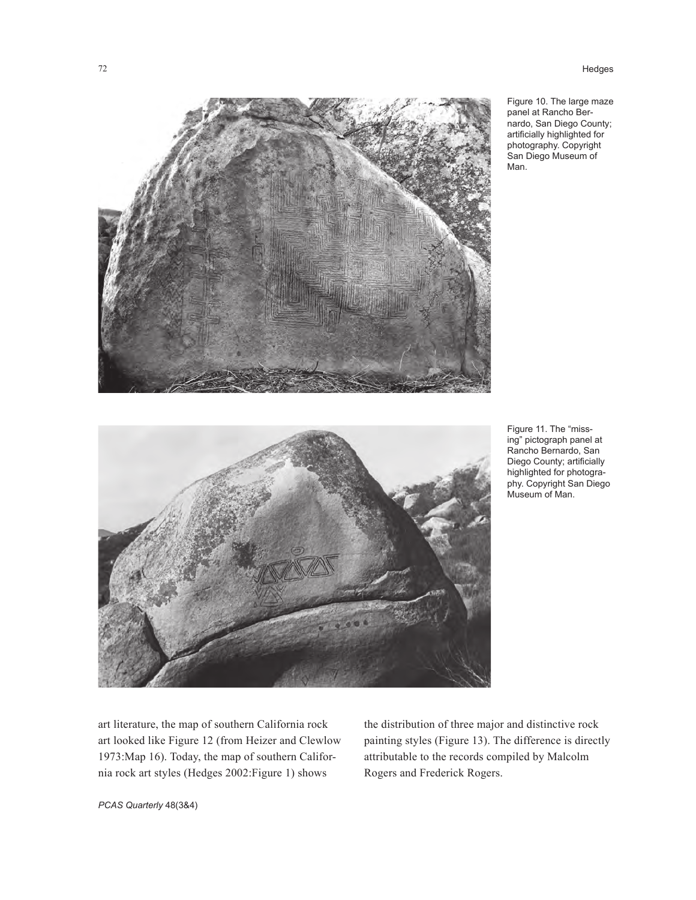Figure 10. The large maze panel at Rancho Bernardo, San Diego County; artificially highlighted for photography. Copyright San Diego Museum of Man.

Figure 11. The "missing" pictograph panel at Rancho Bernardo, San Diego County; artificially highlighted for photography. Copyright San Diego Museum of Man.

art literature, the map of southern California rock art looked like Figure 12 (from Heizer and Clewlow 1973:Map 16). Today, the map of southern California rock art styles (Hedges 2002:Figure 1) shows the distribution of three major and distinctive rock painting styles (Figure 13). The difference is directly attributable to the records compiled by Malcolm Rogers and Frederick Rogers.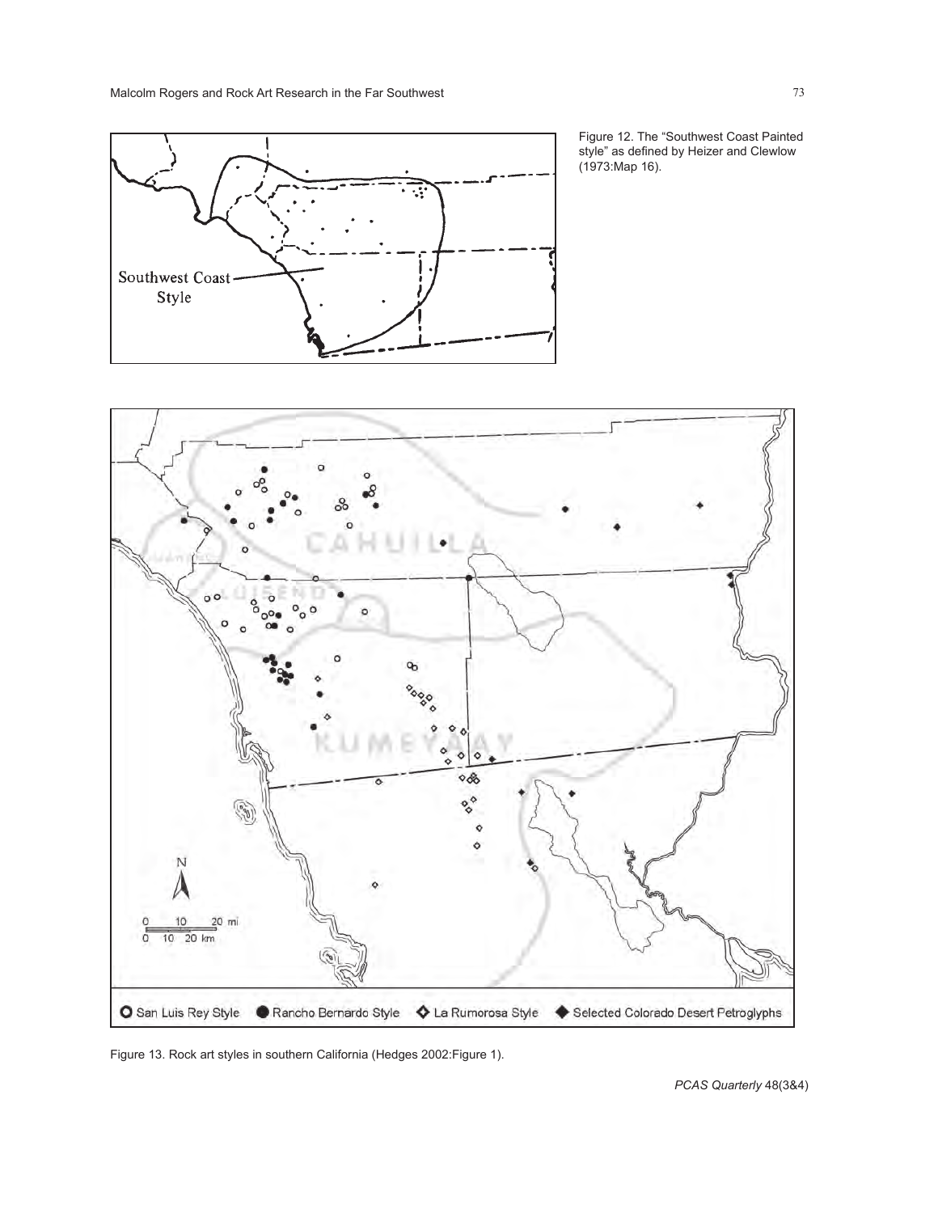Figure 12. The "Southwest Coast Painted style" as defined by Heizer and Clewlow (1973:Map 16).

Figure 13. Rock art styles in southern California (Hedges 2002:Figure 1).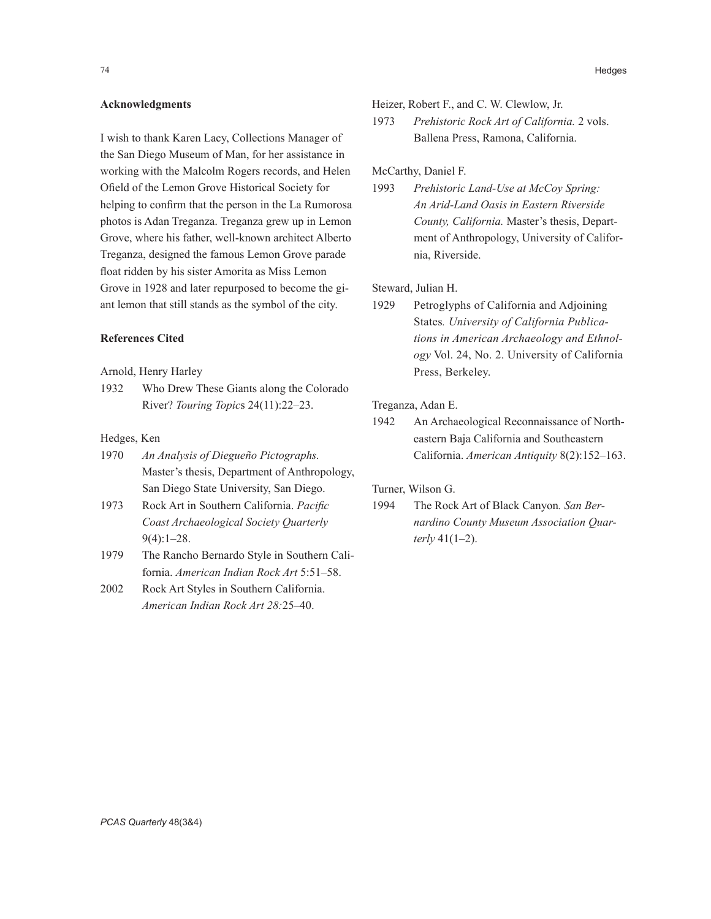**Acknowledgments**

I wish to thank Karen Lacy, Collections Manager of the San Diego Museum of Man, for her assistance in working with the Malcolm Rogers records, and Helen Ofield of the Lemon Grove Historical Society for helping to confirm that the person in the La Rumorosa photos is Adan Treganza. Treganza grew up in Lemon Grove, where his father, well-known architect Alberto Treganza, designed the famous Lemon Grove parade float ridden by his sister Amorita as Miss Lemon Grove in 1928 and later repurposed to become the giant lemon that still stands as the symbol of the city.

**References Cited**

Arnold, Henry Harley

1932 Who Drew These Giants along the Colorado River? *Touring Topics* 24(11):22–23.

Hedges, Ken

1970 *An Analysis of Diegueño Pictographs.* Master's thesis, Department of Anthropology, San Diego State University, San Diego.

1973 Rock Art in Southern California. *Pacific Coast Archaeological Society Quarterly* 9(4):1–28.

1979 The Rancho Bernardo Style in Southern California. *American Indian Rock Art* 5:51–58.

2002 Rock Art Styles in Southern California. *American Indian Rock Art 28:*25–40.

Heizer, Robert F., and C. W. Clewlow, Jr.

1973 *Prehistoric Rock Art of California.* 2 vols. Ballena Press, Ramona, California.

McCarthy, Daniel F.

1993 *Prehistoric Land-Use at McCoy Spring: An Arid-Land Oasis in Eastern Riverside County, California.* Master's thesis, Department of Anthropology, University of California, Riverside.

Steward, Julian H.

1929 Petroglyphs of California and Adjoining States*. University of California Publications in American Archaeology and Ethnology* Vol. 24, No. 2. University of California Press, Berkeley.

Treganza, Adan E.

1942 An Archaeological Reconnaissance of Northeastern Baja California and Southeastern California. *American Antiquity* 8(2):152–163.

Turner, Wilson G.

1994 The Rock Art of Black Canyon*. San Bernardino County Museum Association Quarterly* 41(1–2).